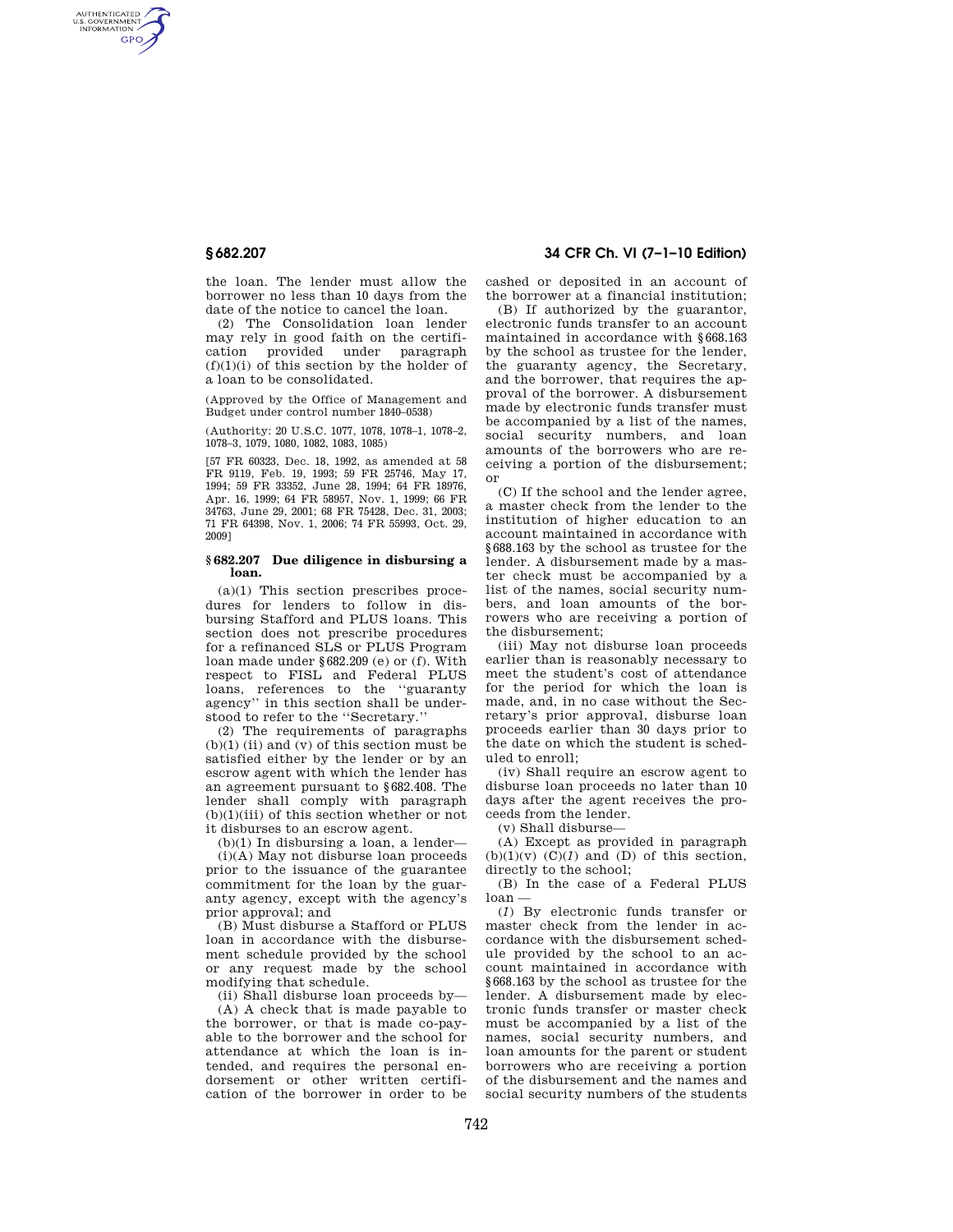the loan. The lender must allow the borrower no less than 10 days from the date of the notice to cancel the loan.

(2) The Consolidation loan lender may rely in good faith on the certification provided under paragraph (f)(1)(i) of this section by the holder of a loan to be consolidated.

(Approved by the Office of Management and Budget under control number 1840–0538)

(Authority: 20 U.S.C. 1077, 1078, 1078–1, 1078–2, 1078–3, 1079, 1080, 1082, 1083, 1085)

[57 FR 60323, Dec. 18, 1992, as amended at 58 FR 9119, Feb. 19, 1993; 59 FR 25746, May 17, 1994; 59 FR 33352, June 28, 1994; 64 FR 18976, Apr. 16, 1999; 64 FR 58957, Nov. 1, 1999; 66 FR 34763, June 29, 2001; 68 FR 75428, Dec. 31, 2003; 71 FR 64398, Nov. 1, 2006; 74 FR 55993, Oct. 29, 2009]

## § 682.207 Due diligence in disbursing a loan.

(a)(1) This section prescribes procedures for lenders to follow in disbursing Stafford and PLUS loans. This section does not prescribe procedures for a refinanced SLS or PLUS Program loan made under §682.209 (e) or (f). With respect to FISL and Federal PLUS loans, references to the ''guaranty agency'' in this section shall be understood to refer to the ''Secretary.''

(2) The requirements of paragraphs (b)(1) (ii) and (v) of this section must be satisfied either by the lender or by an escrow agent with which the lender has an agreement pursuant to §682.408. The lender shall comply with paragraph (b)(1)(iii) of this section whether or not it disburses to an escrow agent.

(b)(1) In disbursing a loan, a lender—

(i)(A) May not disburse loan proceeds prior to the issuance of the guarantee commitment for the loan by the guaranty agency, except with the agency's prior approval; and

(B) Must disburse a Stafford or PLUS loan in accordance with the disbursement schedule provided by the school or any request made by the school modifying that schedule.

(ii) Shall disburse loan proceeds by—

(A) A check that is made payable to the borrower, or that is made co-payable to the borrower and the school for attendance at which the loan is intended, and requires the personal endorsement or other written certification of the borrower in order to be cashed or deposited in an account of the borrower at a financial institution;

(B) If authorized by the guarantor, electronic funds transfer to an account maintained in accordance with §668.163 by the school as trustee for the lender, the guaranty agency, the Secretary, and the borrower, that requires the approval of the borrower. A disbursement made by electronic funds transfer must be accompanied by a list of the names, social security numbers, and loan amounts of the borrowers who are receiving a portion of the disbursement; or

(C) If the school and the lender agree, a master check from the lender to the institution of higher education to an account maintained in accordance with §688.163 by the school as trustee for the lender. A disbursement made by a master check must be accompanied by a list of the names, social security numbers, and loan amounts of the borrowers who are receiving a portion of the disbursement;

(iii) May not disburse loan proceeds earlier than is reasonably necessary to meet the student's cost of attendance for the period for which the loan is made, and, in no case without the Secretary's prior approval, disburse loan proceeds earlier than 30 days prior to the date on which the student is scheduled to enroll;

(iv) Shall require an escrow agent to disburse loan proceeds no later than 10 days after the agent receives the proceeds from the lender.

(v) Shall disburse—

(A) Except as provided in paragraph (b)(1)(v) (C)(*1*) and (D) of this section, directly to the school;

(B) In the case of a Federal PLUS loan —

(*1*) By electronic funds transfer or master check from the lender in accordance with the disbursement schedule provided by the school to an account maintained in accordance with §668.163 by the school as trustee for the lender. A disbursement made by electronic funds transfer or master check must be accompanied by a list of the names, social security numbers, and loan amounts for the parent or student borrowers who are receiving a portion of the disbursement and the names and social security numbers of the students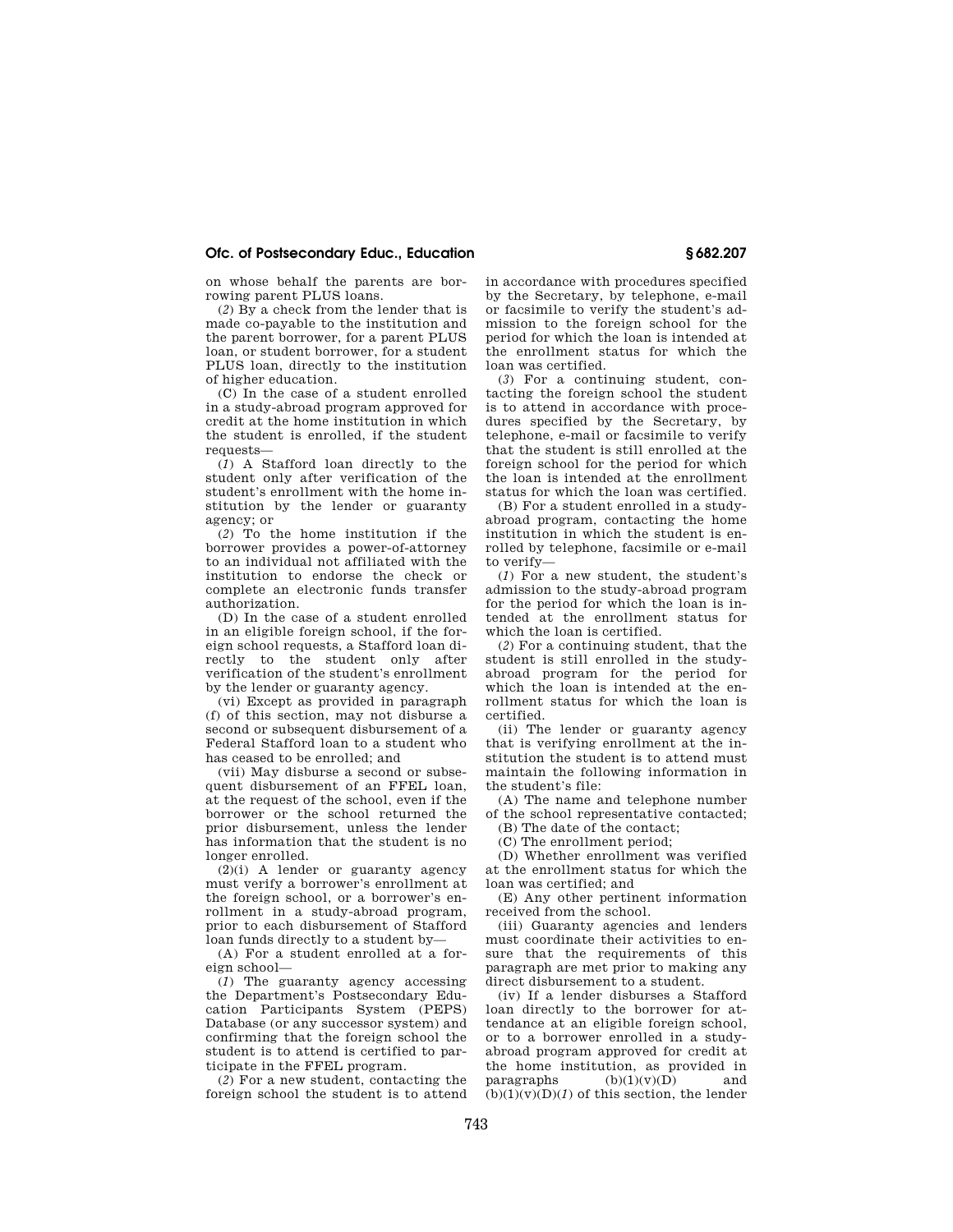on whose behalf the parents are borrowing parent PLUS loans.

(*2*) By a check from the lender that is made co-payable to the institution and the parent borrower, for a parent PLUS loan, or student borrower, for a student PLUS loan, directly to the institution of higher education.

(C) In the case of a student enrolled in a study-abroad program approved for credit at the home institution in which the student is enrolled, if the student requests—

(*1*) A Stafford loan directly to the student only after verification of the student's enrollment with the home institution by the lender or guaranty agency; or

(*2*) To the home institution if the borrower provides a power-of-attorney to an individual not affiliated with the institution to endorse the check or complete an electronic funds transfer authorization.

(D) In the case of a student enrolled in an eligible foreign school, if the foreign school requests, a Stafford loan directly to the student only after verification of the student's enrollment by the lender or guaranty agency.

(vi) Except as provided in paragraph (f) of this section, may not disburse a second or subsequent disbursement of a Federal Stafford loan to a student who has ceased to be enrolled; and

(vii) May disburse a second or subsequent disbursement of an FFEL loan, at the request of the school, even if the borrower or the school returned the prior disbursement, unless the lender has information that the student is no longer enrolled.

(2)(i) A lender or guaranty agency must verify a borrower's enrollment at the foreign school, or a borrower's enrollment in a study-abroad program, prior to each disbursement of Stafford loan funds directly to a student by—

(A) For a student enrolled at a foreign school—

(*1*) The guaranty agency accessing the Department's Postsecondary Education Participants System (PEPS) Database (or any successor system) and confirming that the foreign school the student is to attend is certified to participate in the FFEL program.

(*2*) For a new student, contacting the foreign school the student is to attend in accordance with procedures specified by the Secretary, by telephone, e-mail or facsimile to verify the student's admission to the foreign school for the period for which the loan is intended at the enrollment status for which the loan was certified.

(*3*) For a continuing student, contacting the foreign school the student is to attend in accordance with procedures specified by the Secretary, by telephone, e-mail or facsimile to verify that the student is still enrolled at the foreign school for the period for which the loan is intended at the enrollment status for which the loan was certified.

(B) For a student enrolled in a study-abroad program, contacting the home institution in which the student is enrolled by telephone, facsimile or e-mail to verify—

(*1*) For a new student, the student's admission to the study-abroad program for the period for which the loan is intended at the enrollment status for which the loan is certified.

(*2*) For a continuing student, that the student is still enrolled in the study-abroad program for the period for which the loan is intended at the enrollment status for which the loan is certified.

(ii) The lender or guaranty agency that is verifying enrollment at the institution the student is to attend must maintain the following information in the student's file:

(A) The name and telephone number of the school representative contacted;

(B) The date of the contact;

(C) The enrollment period;

(D) Whether enrollment was verified at the enrollment status for which the loan was certified; and

(E) Any other pertinent information received from the school.

(iii) Guaranty agencies and lenders must coordinate their activities to ensure that the requirements of this paragraph are met prior to making any direct disbursement to a student.

(iv) If a lender disburses a Stafford loan directly to the borrower for attendance at an eligible foreign school, or to a borrower enrolled in a study-abroad program approved for credit at the home institution, as provided in paragraphs (b)(1)(v)(D) and (b)(1)(v)(D)(*1*) of this section, the lender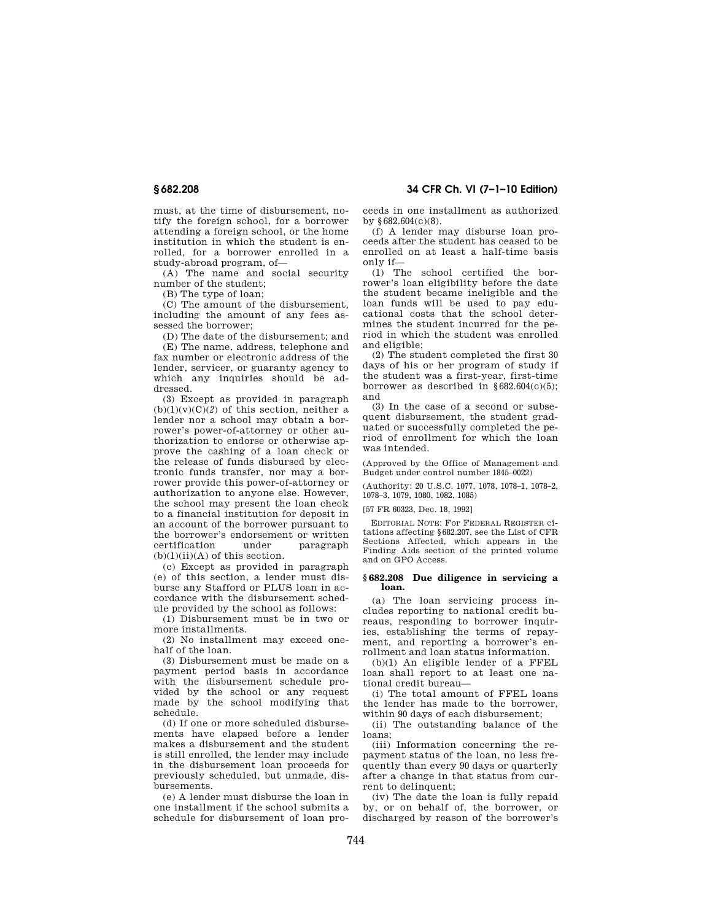must, at the time of disbursement, notify the foreign school, for a borrower attending a foreign school, or the home institution in which the student is enrolled, for a borrower enrolled in a study-abroad program, of—

(A) The name and social security number of the student;

(B) The type of loan;

(C) The amount of the disbursement, including the amount of any fees assessed the borrower;

(D) The date of the disbursement; and

(E) The name, address, telephone and fax number or electronic address of the lender, servicer, or guaranty agency to which any inquiries should be addressed.

(3) Except as provided in paragraph (b)(1)(v)(C)(*2*) of this section, neither a lender nor a school may obtain a borrower's power-of-attorney or other authorization to endorse or otherwise approve the cashing of a loan check or the release of funds disbursed by electronic funds transfer, nor may a borrower provide this power-of-attorney or authorization to anyone else. However, the school may present the loan check to a financial institution for deposit in an account of the borrower pursuant to the borrower's endorsement or written certification under paragraph (b)(1)(ii)(A) of this section.

(c) Except as provided in paragraph (e) of this section, a lender must disburse any Stafford or PLUS loan in accordance with the disbursement schedule provided by the school as follows:

(1) Disbursement must be in two or more installments.

(2) No installment may exceed one-half of the loan.

(3) Disbursement must be made on a payment period basis in accordance with the disbursement schedule provided by the school or any request made by the school modifying that schedule.

(d) If one or more scheduled disbursements have elapsed before a lender makes a disbursement and the student is still enrolled, the lender may include in the disbursement loan proceeds for previously scheduled, but unmade, disbursements.

(e) A lender must disburse the loan in one installment if the school submits a schedule for disbursement of loan proceeds in one installment as authorized by §682.604(c)(8).

(f) A lender may disburse loan proceeds after the student has ceased to be enrolled on at least a half-time basis only if—

(1) The school certified the borrower's loan eligibility before the date the student became ineligible and the loan funds will be used to pay educational costs that the school determines the student incurred for the period in which the student was enrolled and eligible;

(2) The student completed the first 30 days of his or her program of study if the student was a first-year, first-time borrower as described in §682.604(c)(5); and

(3) In the case of a second or subsequent disbursement, the student graduated or successfully completed the period of enrollment for which the loan was intended.

(Approved by the Office of Management and Budget under control number 1845–0022)

(Authority: 20 U.S.C. 1077, 1078, 1078–1, 1078–2, 1078–3, 1079, 1080, 1082, 1085)

[57 FR 60323, Dec. 18, 1992]

EDITORIAL NOTE: For FEDERAL REGISTER citations affecting §682.207, see the List of CFR Sections Affected, which appears in the Finding Aids section of the printed volume and on GPO Access.

### §682.208 Due diligence in servicing a loan.

(a) The loan servicing process includes reporting to national credit bureaus, responding to borrower inquiries, establishing the terms of repayment, and reporting a borrower's enrollment and loan status information.

(b)(1) An eligible lender of a FFEL loan shall report to at least one national credit bureau—

(i) The total amount of FFEL loans the lender has made to the borrower, within 90 days of each disbursement;

(ii) The outstanding balance of the loans;

(iii) Information concerning the repayment status of the loan, no less frequently than every 90 days or quarterly after a change in that status from current to delinquent;

(iv) The date the loan is fully repaid by, or on behalf of, the borrower, or discharged by reason of the borrower's